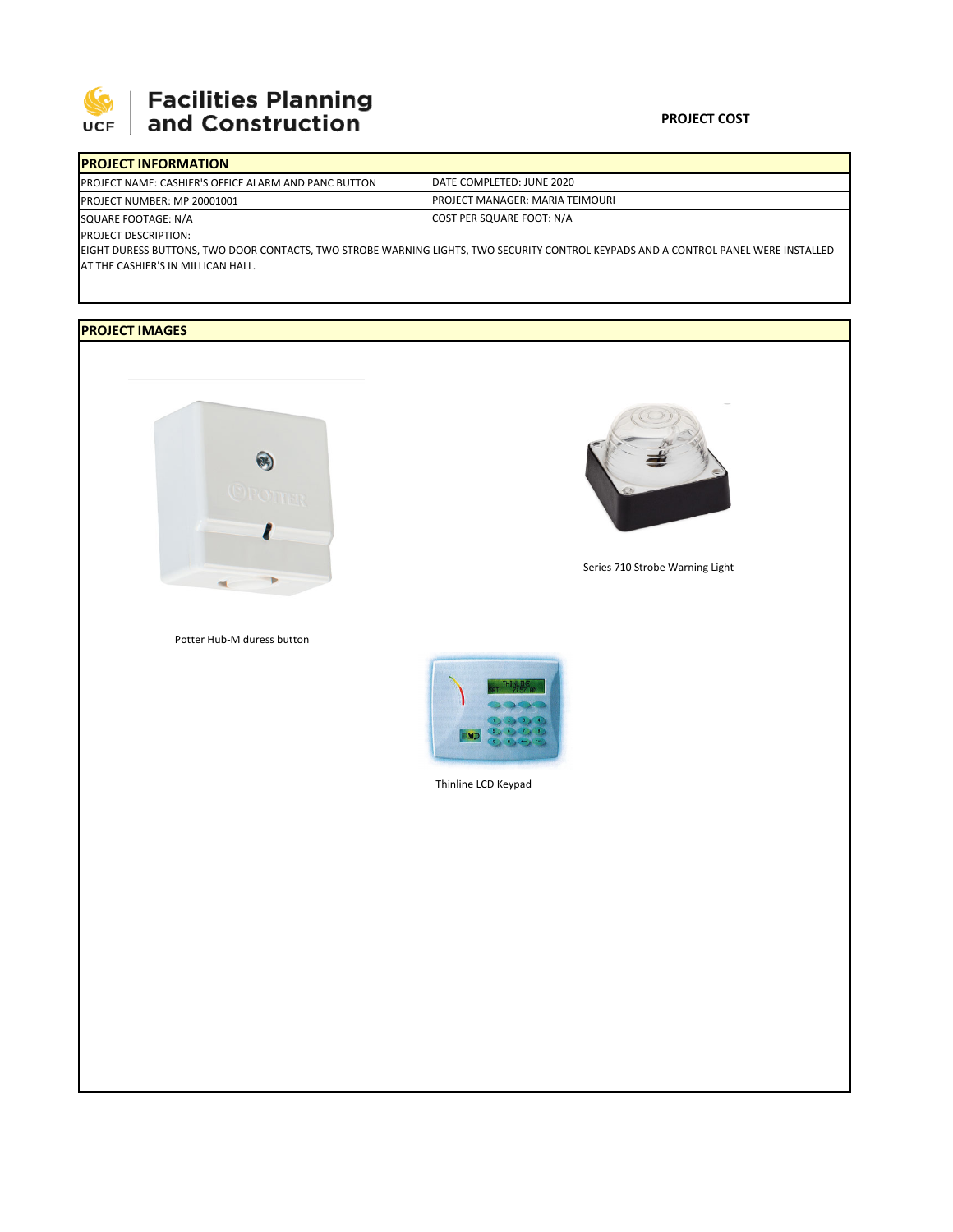Facilities Planning and Construction

**PROJECT COST**

## PROJECT INFORMATION

| | |
|---|---|
| PROJECT NAME: CASHIER'S OFFICE ALARM AND PANC BUTTON | DATE COMPLETED: JUNE 2020 |
| PROJECT NUMBER: MP 20001001 | PROJECT MANAGER: MARIA TEIMOURI |
| SQUARE FOOTAGE: N/A | COST PER SQUARE FOOT: N/A |

PROJECT DESCRIPTION:
EIGHT DURESS BUTTONS, TWO DOOR CONTACTS, TWO STROBE WARNING LIGHTS, TWO SECURITY CONTROL KEYPADS AND A CONTROL PANEL WERE INSTALLED AT THE CASHIER'S IN MILLICAN HALL.

## PROJECT IMAGES

Potter Hub-M duress button

Series 710 Strobe Warning Light

Thinline LCD Keypad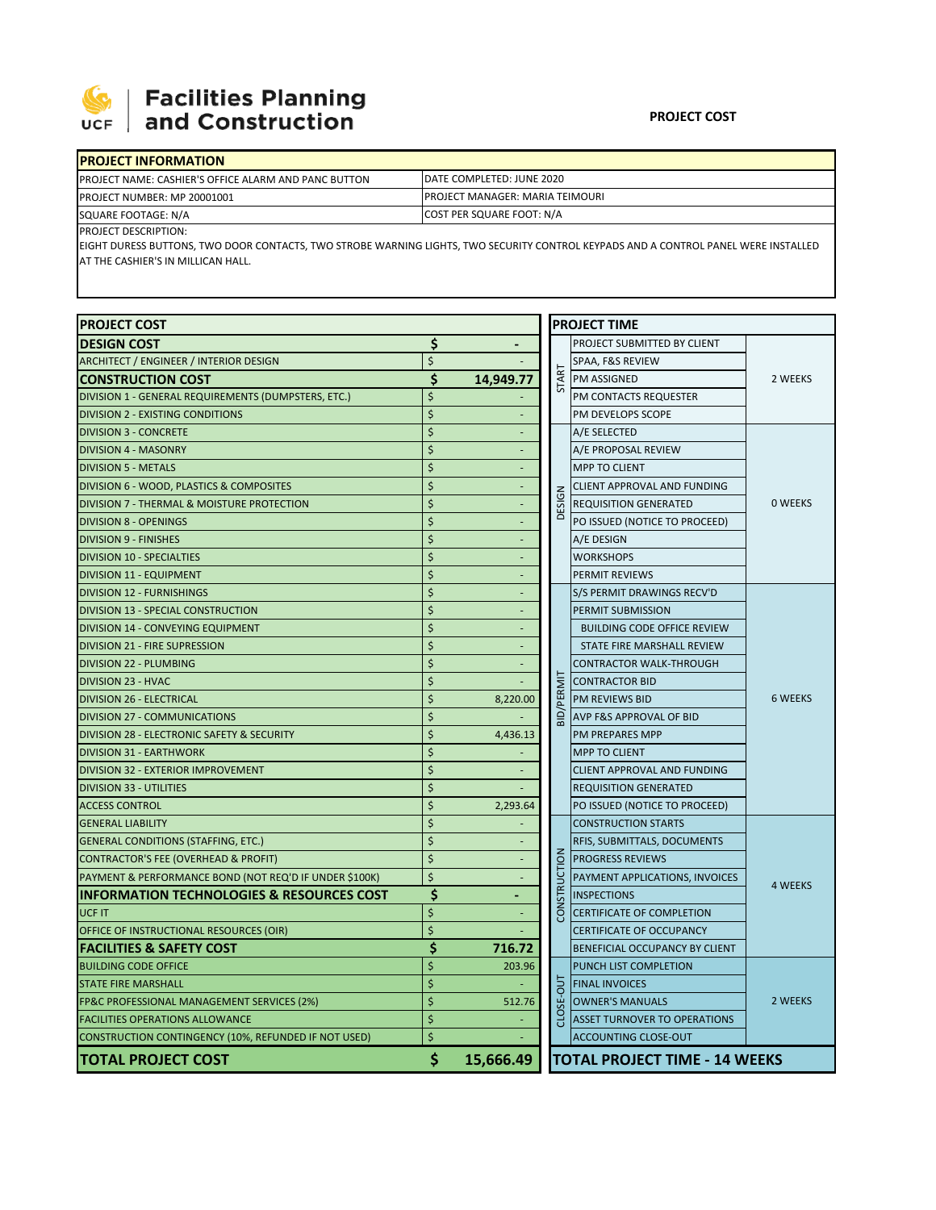Facilities Planning and Construction

**PROJECT COST**

| PROJECT INFORMATION | |
|---|---|
| PROJECT NAME: CASHIER'S OFFICE ALARM AND PANC BUTTON | DATE COMPLETED: JUNE 2020 |
| PROJECT NUMBER: MP 20001001 | PROJECT MANAGER: MARIA TEIMOURI |
| SQUARE FOOTAGE: N/A | COST PER SQUARE FOOT: N/A |

PROJECT DESCRIPTION:
EIGHT DURESS BUTTONS, TWO DOOR CONTACTS, TWO STROBE WARNING LIGHTS, TWO SECURITY CONTROL KEYPADS AND A CONTROL PANEL WERE INSTALLED AT THE CASHIER'S IN MILLICAN HALL.

| PROJECT COST | |
|---|---|
| **DESIGN COST** | **$ -** |
| ARCHITECT / ENGINEER / INTERIOR DESIGN | $ - |
| **CONSTRUCTION COST** | **$ 14,949.77** |
| DIVISION 1 - GENERAL REQUIREMENTS (DUMPSTERS, ETC.) | $ - |
| DIVISION 2 - EXISTING CONDITIONS | $ - |
| DIVISION 3 - CONCRETE | $ - |
| DIVISION 4 - MASONRY | $ - |
| DIVISION 5 - METALS | $ - |
| DIVISION 6 - WOOD, PLASTICS & COMPOSITES | $ - |
| DIVISION 7 - THERMAL & MOISTURE PROTECTION | $ - |
| DIVISION 8 - OPENINGS | $ - |
| DIVISION 9 - FINISHES | $ - |
| DIVISION 10 - SPECIALTIES | $ - |
| DIVISION 11 - EQUIPMENT | $ - |
| DIVISION 12 - FURNISHINGS | $ - |
| DIVISION 13 - SPECIAL CONSTRUCTION | $ - |
| DIVISION 14 - CONVEYING EQUIPMENT | $ - |
| DIVISION 21 - FIRE SUPRESSION | $ - |
| DIVISION 22 - PLUMBING | $ - |
| DIVISION 23 - HVAC | $ - |
| DIVISION 26 - ELECTRICAL | $ 8,220.00 |
| DIVISION 27 - COMMUNICATIONS | $ - |
| DIVISION 28 - ELECTRONIC SAFETY & SECURITY | $ 4,436.13 |
| DIVISION 31 - EARTHWORK | $ - |
| DIVISION 32 - EXTERIOR IMPROVEMENT | $ - |
| DIVISION 33 - UTILITIES | $ - |
| ACCESS CONTROL | $ 2,293.64 |
| GENERAL LIABILITY | $ - |
| GENERAL CONDITIONS (STAFFING, ETC.) | $ - |
| CONTRACTOR'S FEE (OVERHEAD & PROFIT) | $ - |
| PAYMENT & PERFORMANCE BOND (NOT REQ'D IF UNDER $100K) | $ - |
| **INFORMATION TECHNOLOGIES & RESOURCES COST** | **$ -** |
| UCF IT | $ - |
| OFFICE OF INSTRUCTIONAL RESOURCES (OIR) | $ - |
| **FACILITIES & SAFETY COST** | **$ 716.72** |
| BUILDING CODE OFFICE | $ 203.96 |
| STATE FIRE MARSHALL | $ - |
| FP&C PROFESSIONAL MANAGEMENT SERVICES (2%) | $ 512.76 |
| FACILITIES OPERATIONS ALLOWANCE | $ - |
| CONSTRUCTION CONTINGENCY (10%, REFUNDED IF NOT USED) | $ - |
| **TOTAL PROJECT COST** | **$ 15,666.49** |

| PROJECT TIME | | |
|---|---|---|
| START | PROJECT SUBMITTED BY CLIENT | 2 WEEKS |
| | SPAA, F&S REVIEW | |
| | PM ASSIGNED | |
| | PM CONTACTS REQUESTER | |
| | PM DEVELOPS SCOPE | |
| DESIGN | A/E SELECTED | 0 WEEKS |
| | A/E PROPOSAL REVIEW | |
| | MPP TO CLIENT | |
| | CLIENT APPROVAL AND FUNDING | |
| | REQUISITION GENERATED | |
| | PO ISSUED (NOTICE TO PROCEED) | |
| | A/E DESIGN | |
| | WORKSHOPS | |
| | PERMIT REVIEWS | |
| BID/PERMIT | S/S PERMIT DRAWINGS RECV'D | 6 WEEKS |
| | PERMIT SUBMISSION | |
| | BUILDING CODE OFFICE REVIEW | |
| | STATE FIRE MARSHALL REVIEW | |
| | CONTRACTOR WALK-THROUGH | |
| | CONTRACTOR BID | |
| | PM REVIEWS BID | |
| | AVP F&S APPROVAL OF BID | |
| | PM PREPARES MPP | |
| | MPP TO CLIENT | |
| | CLIENT APPROVAL AND FUNDING | |
| | REQUISITION GENERATED | |
| | PO ISSUED (NOTICE TO PROCEED) | |
| CONSTRUCTION | CONSTRUCTION STARTS | 4 WEEKS |
| | RFIS, SUBMITTALS, DOCUMENTS | |
| | PROGRESS REVIEWS | |
| | PAYMENT APPLICATIONS, INVOICES | |
| | INSPECTIONS | |
| | CERTIFICATE OF COMPLETION | |
| | CERTIFICATE OF OCCUPANCY | |
| | BENEFICIAL OCCUPANCY BY CLIENT | |
| CLOSE-OUT | PUNCH LIST COMPLETION | 2 WEEKS |
| | FINAL INVOICES | |
| | OWNER'S MANUALS | |
| | ASSET TURNOVER TO OPERATIONS | |
| | ACCOUNTING CLOSE-OUT | |
| **TOTAL PROJECT TIME - 14 WEEKS** | | |